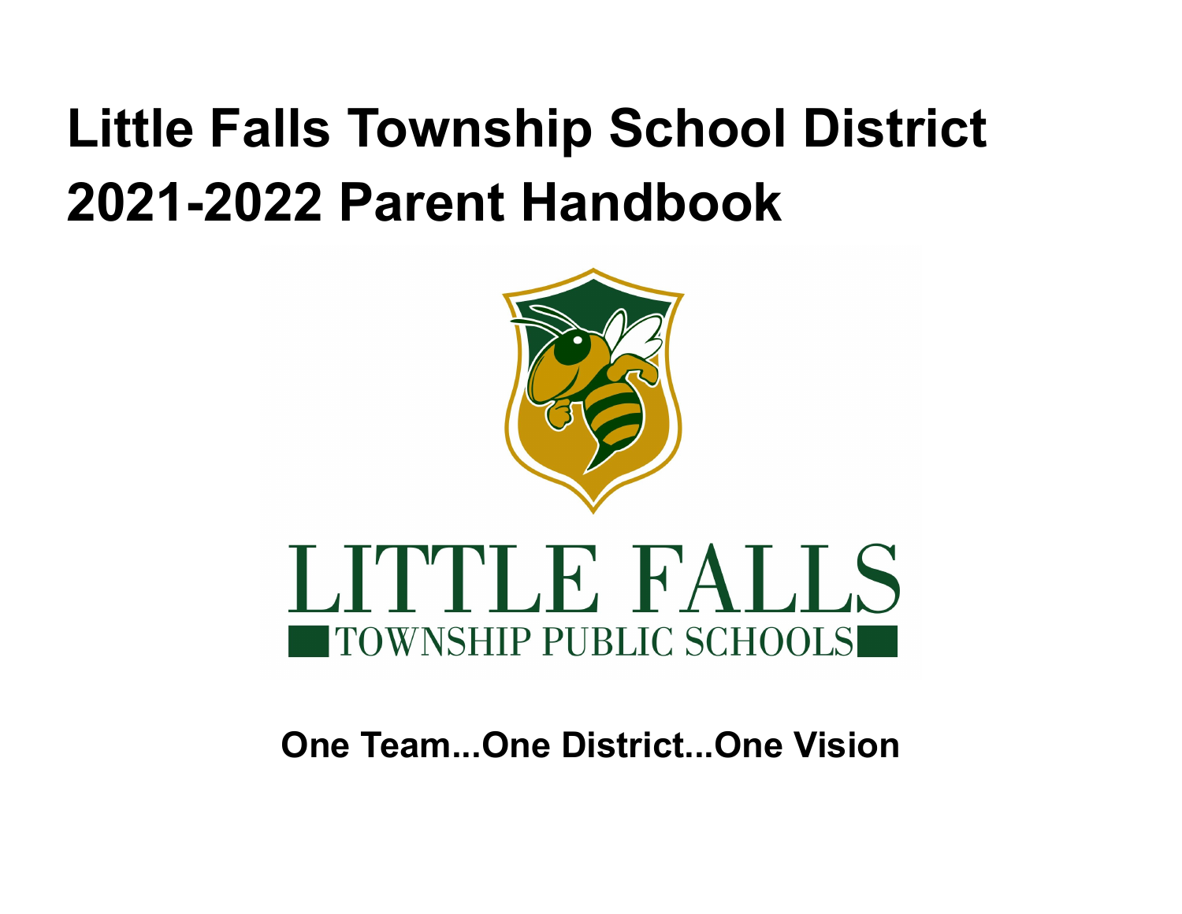# Little Falls Township School District 2021-2022 Parent Handbook

LITTLE FALLS

TOWNSHIP PUBLIC SCHOOLS

**One Team...One District...One Vision**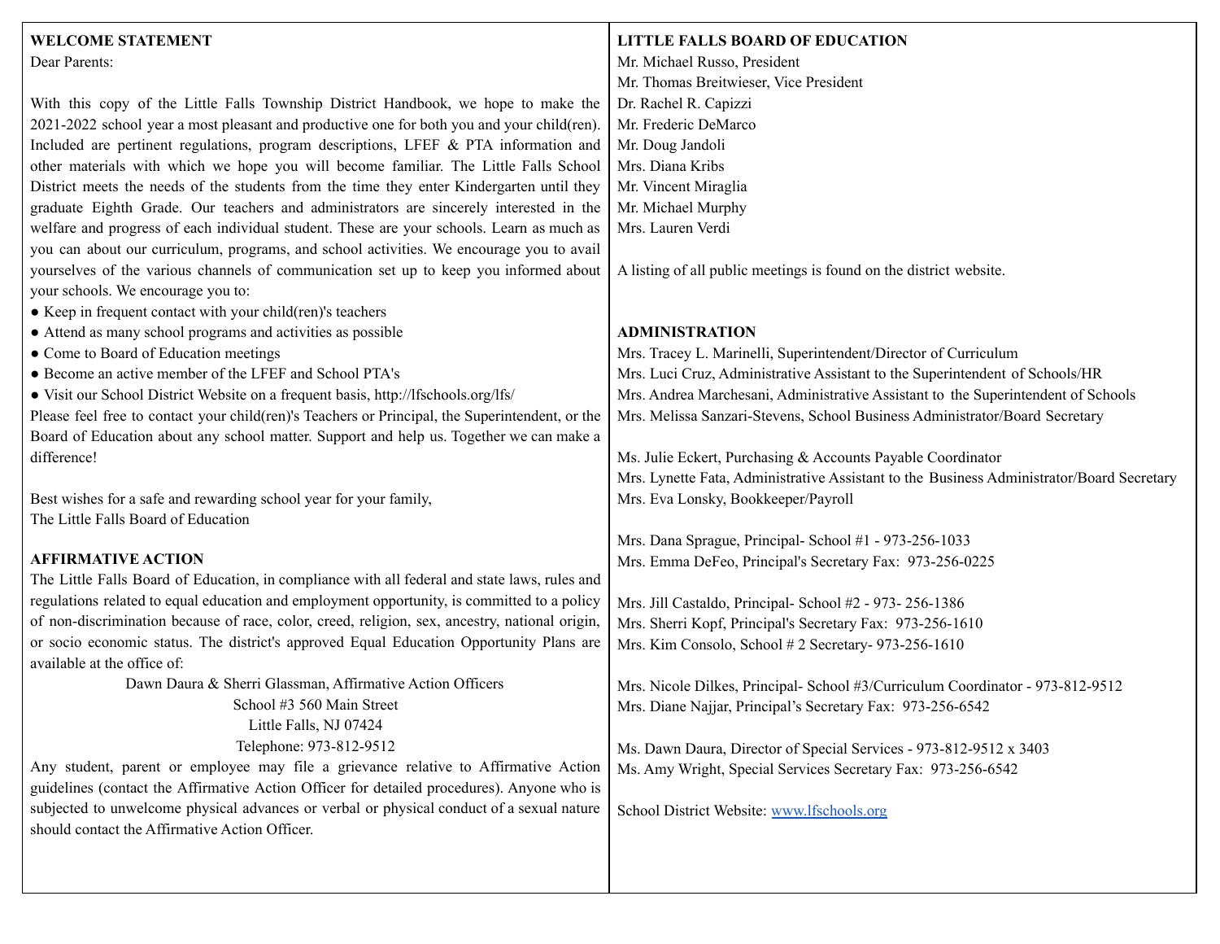## WELCOME STATEMENT

Dear Parents:

With this copy of the Little Falls Township District Handbook, we hope to make the 2021-2022 school year a most pleasant and productive one for both you and your child(ren). Included are pertinent regulations, program descriptions, LFEF & PTA information and other materials with which we hope you will become familiar. The Little Falls School District meets the needs of the students from the time they enter Kindergarten until they graduate Eighth Grade. Our teachers and administrators are sincerely interested in the welfare and progress of each individual student. These are your schools. Learn as much as you can about our curriculum, programs, and school activities. We encourage you to avail yourselves of the various channels of communication set up to keep you informed about your schools. We encourage you to:

- Keep in frequent contact with your child(ren)'s teachers
- Attend as many school programs and activities as possible
- Come to Board of Education meetings
- Become an active member of the LFEF and School PTA's
- Visit our School District Website on a frequent basis, http://lfschools.org/lfs/

Please feel free to contact your child(ren)'s Teachers or Principal, the Superintendent, or the Board of Education about any school matter. Support and help us. Together we can make a difference!

Best wishes for a safe and rewarding school year for your family,
The Little Falls Board of Education

## AFFIRMATIVE ACTION

The Little Falls Board of Education, in compliance with all federal and state laws, rules and regulations related to equal education and employment opportunity, is committed to a policy of non-discrimination because of race, color, creed, religion, sex, ancestry, national origin, or socio economic status. The district's approved Equal Education Opportunity Plans are available at the office of:

Dawn Daura & Sherri Glassman, Affirmative Action Officers
School #3 560 Main Street
Little Falls, NJ 07424
Telephone: 973-812-9512

Any student, parent or employee may file a grievance relative to Affirmative Action guidelines (contact the Affirmative Action Officer for detailed procedures). Anyone who is subjected to unwelcome physical advances or verbal or physical conduct of a sexual nature should contact the Affirmative Action Officer.

## LITTLE FALLS BOARD OF EDUCATION

Mr. Michael Russo, President
Mr. Thomas Breitwieser, Vice President
Dr. Rachel R. Capizzi
Mr. Frederic DeMarco
Mr. Doug Jandoli
Mrs. Diana Kribs
Mr. Vincent Miraglia
Mr. Michael Murphy
Mrs. Lauren Verdi

A listing of all public meetings is found on the district website.

## ADMINISTRATION

Mrs. Tracey L. Marinelli, Superintendent/Director of Curriculum
Mrs. Luci Cruz, Administrative Assistant to the Superintendent of Schools/HR
Mrs. Andrea Marchesani, Administrative Assistant to the Superintendent of Schools
Mrs. Melissa Sanzari-Stevens, School Business Administrator/Board Secretary

Ms. Julie Eckert, Purchasing & Accounts Payable Coordinator
Mrs. Lynette Fata, Administrative Assistant to the Business Administrator/Board Secretary
Mrs. Eva Lonsky, Bookkeeper/Payroll

Mrs. Dana Sprague, Principal- School #1 - 973-256-1033
Mrs. Emma DeFeo, Principal's Secretary Fax: 973-256-0225

Mrs. Jill Castaldo, Principal- School #2 - 973- 256-1386
Mrs. Sherri Kopf, Principal's Secretary Fax: 973-256-1610
Mrs. Kim Consolo, School # 2 Secretary- 973-256-1610

Mrs. Nicole Dilkes, Principal- School #3/Curriculum Coordinator - 973-812-9512
Mrs. Diane Najjar, Principal's Secretary Fax: 973-256-6542

Ms. Dawn Daura, Director of Special Services - 973-812-9512 x 3403
Ms. Amy Wright, Special Services Secretary Fax: 973-256-6542

School District Website: www.lfschools.org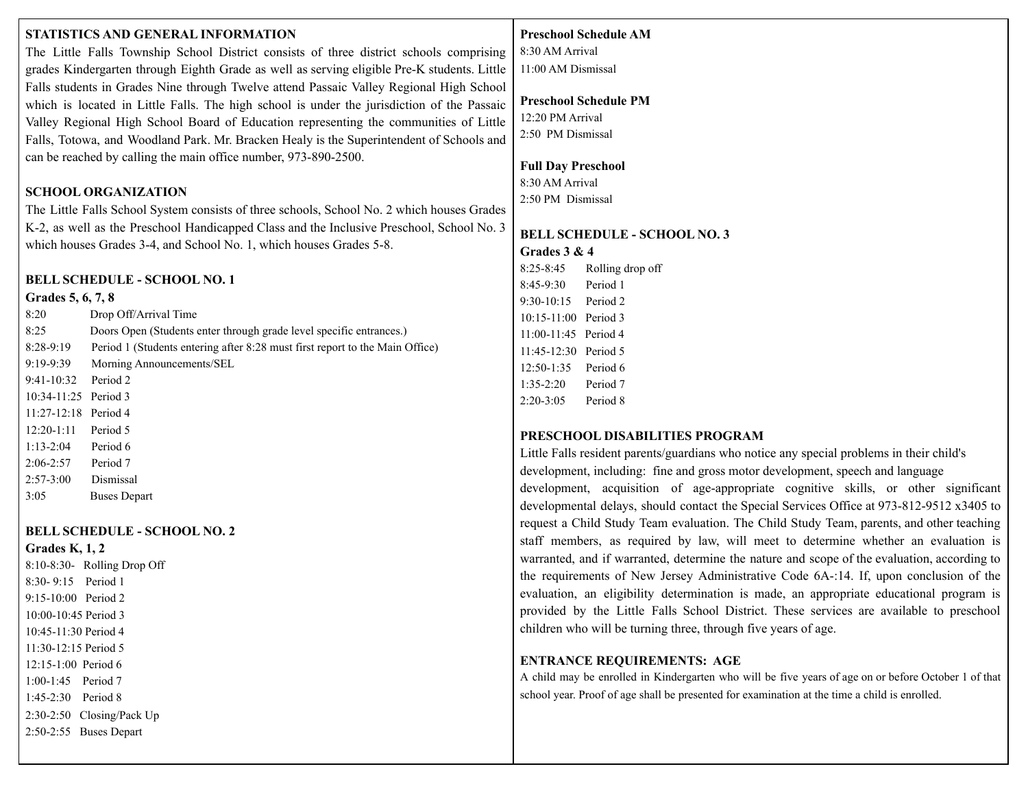## STATISTICS AND GENERAL INFORMATION

The Little Falls Township School District consists of three district schools comprising grades Kindergarten through Eighth Grade as well as serving eligible Pre-K students. Little Falls students in Grades Nine through Twelve attend Passaic Valley Regional High School which is located in Little Falls. The high school is under the jurisdiction of the Passaic Valley Regional High School Board of Education representing the communities of Little Falls, Totowa, and Woodland Park. Mr. Bracken Healy is the Superintendent of Schools and can be reached by calling the main office number, 973-890-2500.

## SCHOOL ORGANIZATION

The Little Falls School System consists of three schools, School No. 2 which houses Grades K-2, as well as the Preschool Handicapped Class and the Inclusive Preschool, School No. 3 which houses Grades 3-4, and School No. 1, which houses Grades 5-8.

## BELL SCHEDULE - SCHOOL NO. 1

**Grades 5, 6, 7, 8**

| | |
|---|---|
| 8:20 | Drop Off/Arrival Time |
| 8:25 | Doors Open (Students enter through grade level specific entrances.) |
| 8:28-9:19 | Period 1 (Students entering after 8:28 must first report to the Main Office) |
| 9:19-9:39 | Morning Announcements/SEL |
| 9:41-10:32 | Period 2 |
| 10:34-11:25 | Period 3 |
| 11:27-12:18 | Period 4 |
| 12:20-1:11 | Period 5 |
| 1:13-2:04 | Period 6 |
| 2:06-2:57 | Period 7 |
| 2:57-3:00 | Dismissal |
| 3:05 | Buses Depart |

## BELL SCHEDULE - SCHOOL NO. 2

**Grades K, 1, 2**

| | |
|---|---|
| 8:10-8:30- | Rolling Drop Off |
| 8:30- 9:15 | Period 1 |
| 9:15-10:00 | Period 2 |
| 10:00-10:45 | Period 3 |
| 10:45-11:30 | Period 4 |
| 11:30-12:15 | Period 5 |
| 12:15-1:00 | Period 6 |
| 1:00-1:45 | Period 7 |
| 1:45-2:30 | Period 8 |
| 2:30-2:50 | Closing/Pack Up |
| 2:50-2:55 | Buses Depart |

**Preschool Schedule AM**

8:30 AM Arrival
11:00 AM Dismissal

**Preschool Schedule PM**

12:20 PM Arrival
2:50 PM Dismissal

**Full Day Preschool**

8:30 AM Arrival
2:50 PM Dismissal

## BELL SCHEDULE - SCHOOL NO. 3

**Grades 3 & 4**

| | |
|---|---|
| 8:25-8:45 | Rolling drop off |
| 8:45-9:30 | Period 1 |
| 9:30-10:15 | Period 2 |
| 10:15-11:00 | Period 3 |
| 11:00-11:45 | Period 4 |
| 11:45-12:30 | Period 5 |
| 12:50-1:35 | Period 6 |
| 1:35-2:20 | Period 7 |
| 2:20-3:05 | Period 8 |

## PRESCHOOL DISABILITIES PROGRAM

Little Falls resident parents/guardians who notice any special problems in their child's development, including: fine and gross motor development, speech and language development, acquisition of age-appropriate cognitive skills, or other significant developmental delays, should contact the Special Services Office at 973-812-9512 x3405 to request a Child Study Team evaluation. The Child Study Team, parents, and other teaching staff members, as required by law, will meet to determine whether an evaluation is warranted, and if warranted, determine the nature and scope of the evaluation, according to the requirements of New Jersey Administrative Code 6A-:14. If, upon conclusion of the evaluation, an eligibility determination is made, an appropriate educational program is provided by the Little Falls School District. These services are available to preschool children who will be turning three, through five years of age.

## ENTRANCE REQUIREMENTS: AGE

A child may be enrolled in Kindergarten who will be five years of age on or before October 1 of that school year. Proof of age shall be presented for examination at the time a child is enrolled.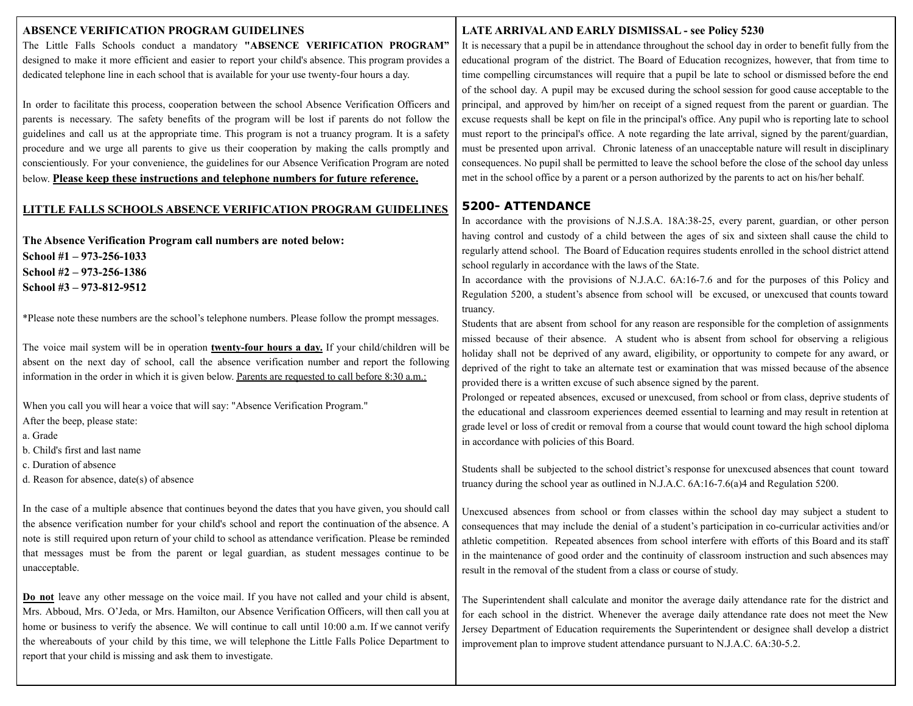## ABSENCE VERIFICATION PROGRAM GUIDELINES

The Little Falls Schools conduct a mandatory **"ABSENCE VERIFICATION PROGRAM"** designed to make it more efficient and easier to report your child's absence. This program provides a dedicated telephone line in each school that is available for your use twenty-four hours a day.

In order to facilitate this process, cooperation between the school Absence Verification Officers and parents is necessary. The safety benefits of the program will be lost if parents do not follow the guidelines and call us at the appropriate time. This program is not a truancy program. It is a safety procedure and we urge all parents to give us their cooperation by making the calls promptly and conscientiously. For your convenience, the guidelines for our Absence Verification Program are noted below. **Please keep these instructions and telephone numbers for future reference.**

## LITTLE FALLS SCHOOLS ABSENCE VERIFICATION PROGRAM GUIDELINES

**The Absence Verification Program call numbers are noted below:**
**School #1 – 973-256-1033**
**School #2 – 973-256-1386**
**School #3 – 973-812-9512**

*Please note these numbers are the school's telephone numbers. Please follow the prompt messages.

The voice mail system will be in operation **twenty-four hours a day.** If your child/children will be absent on the next day of school, call the absence verification number and report the following information in the order in which it is given below. Parents are requested to call before 8:30 a.m.:

When you call you will hear a voice that will say: "Absence Verification Program."
After the beep, please state:
a. Grade
b. Child's first and last name
c. Duration of absence
d. Reason for absence, date(s) of absence

In the case of a multiple absence that continues beyond the dates that you have given, you should call the absence verification number for your child's school and report the continuation of the absence. A note is still required upon return of your child to school as attendance verification. Please be reminded that messages must be from the parent or legal guardian, as student messages continue to be unacceptable.

**Do not** leave any other message on the voice mail. If you have not called and your child is absent, Mrs. Abboud, Mrs. O'Jeda, or Mrs. Hamilton, our Absence Verification Officers, will then call you at home or business to verify the absence. We will continue to call until 10:00 a.m. If we cannot verify the whereabouts of your child by this time, we will telephone the Little Falls Police Department to report that your child is missing and ask them to investigate.

## LATE ARRIVAL AND EARLY DISMISSAL - see Policy 5230

It is necessary that a pupil be in attendance throughout the school day in order to benefit fully from the educational program of the district. The Board of Education recognizes, however, that from time to time compelling circumstances will require that a pupil be late to school or dismissed before the end of the school day. A pupil may be excused during the school session for good cause acceptable to the principal, and approved by him/her on receipt of a signed request from the parent or guardian. The excuse requests shall be kept on file in the principal's office. Any pupil who is reporting late to school must report to the principal's office. A note regarding the late arrival, signed by the parent/guardian, must be presented upon arrival. Chronic lateness of an unacceptable nature will result in disciplinary consequences. No pupil shall be permitted to leave the school before the close of the school day unless met in the school office by a parent or a person authorized by the parents to act on his/her behalf.

## 5200- ATTENDANCE

In accordance with the provisions of N.J.S.A. 18A:38-25, every parent, guardian, or other person having control and custody of a child between the ages of six and sixteen shall cause the child to regularly attend school. The Board of Education requires students enrolled in the school district attend school regularly in accordance with the laws of the State.

In accordance with the provisions of N.J.A.C. 6A:16-7.6 and for the purposes of this Policy and Regulation 5200, a student's absence from school will be excused, or unexcused that counts toward truancy.

Students that are absent from school for any reason are responsible for the completion of assignments missed because of their absence. A student who is absent from school for observing a religious holiday shall not be deprived of any award, eligibility, or opportunity to compete for any award, or deprived of the right to take an alternate test or examination that was missed because of the absence provided there is a written excuse of such absence signed by the parent.

Prolonged or repeated absences, excused or unexcused, from school or from class, deprive students of the educational and classroom experiences deemed essential to learning and may result in retention at grade level or loss of credit or removal from a course that would count toward the high school diploma in accordance with policies of this Board.

Students shall be subjected to the school district's response for unexcused absences that count toward truancy during the school year as outlined in N.J.A.C. 6A:16-7.6(a)4 and Regulation 5200.

Unexcused absences from school or from classes within the school day may subject a student to consequences that may include the denial of a student's participation in co-curricular activities and/or athletic competition. Repeated absences from school interfere with efforts of this Board and its staff in the maintenance of good order and the continuity of classroom instruction and such absences may result in the removal of the student from a class or course of study.

The Superintendent shall calculate and monitor the average daily attendance rate for the district and for each school in the district. Whenever the average daily attendance rate does not meet the New Jersey Department of Education requirements the Superintendent or designee shall develop a district improvement plan to improve student attendance pursuant to N.J.A.C. 6A:30-5.2.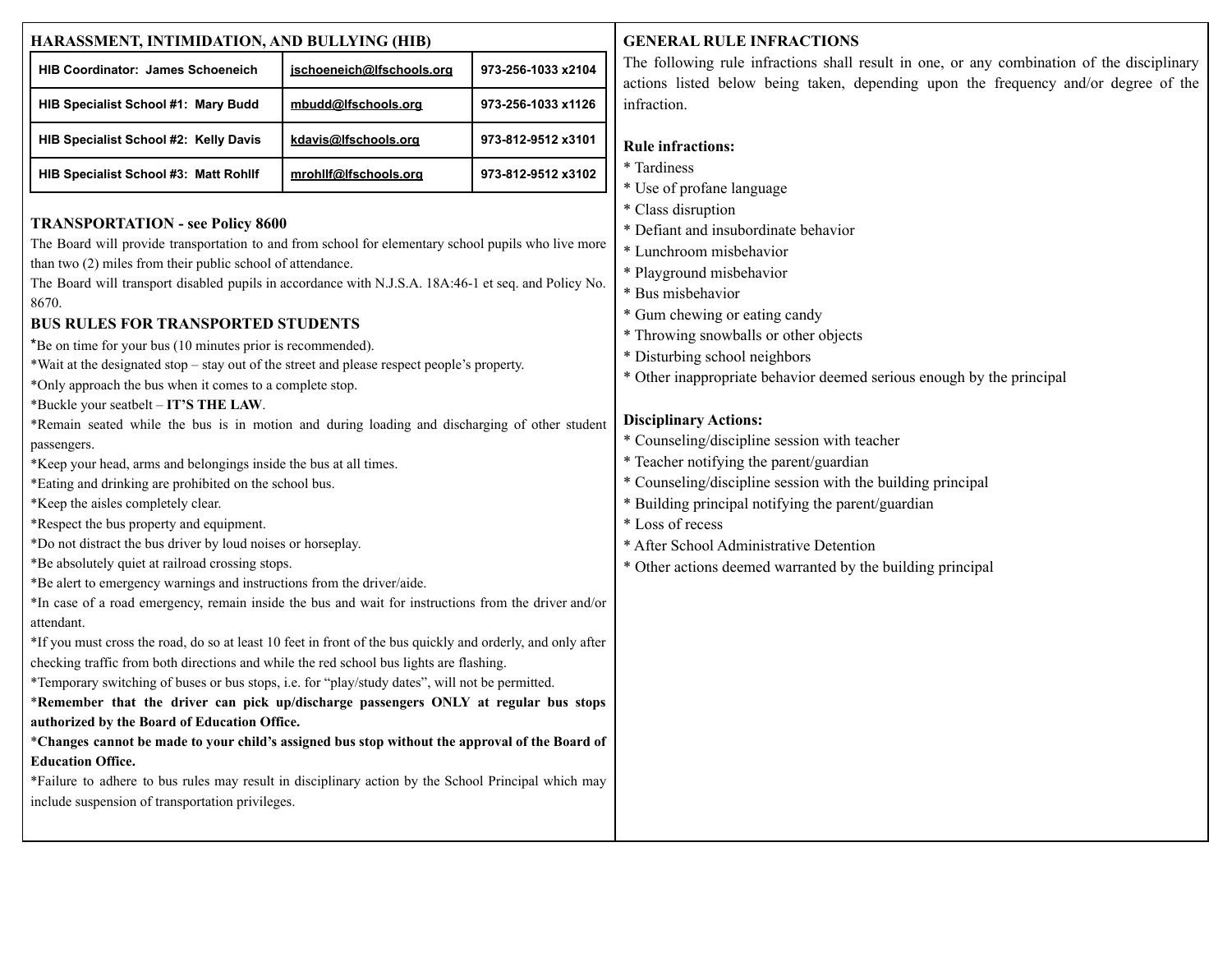## HARASSMENT, INTIMIDATION, AND BULLYING (HIB)

| | | |
|---|---|---|
| **HIB Coordinator: James Schoeneich** | **jschoeneich@lfschools.org** | **973-256-1033 x2104** |
| **HIB Specialist School #1: Mary Budd** | **mbudd@lfschools.org** | **973-256-1033 x1126** |
| **HIB Specialist School #2: Kelly Davis** | **kdavis@lfschools.org** | **973-812-9512 x3101** |
| **HIB Specialist School #3: Matt Rohllf** | **mrohllf@lfschools.org** | **973-812-9512 x3102** |

## TRANSPORTATION - see Policy 8600

The Board will provide transportation to and from school for elementary school pupils who live more than two (2) miles from their public school of attendance.

The Board will transport disabled pupils in accordance with N.J.S.A. 18A:46-1 et seq. and Policy No. 8670.

## BUS RULES FOR TRANSPORTED STUDENTS

*Be on time for your bus (10 minutes prior is recommended).

*Wait at the designated stop – stay out of the street and please respect people's property.

*Only approach the bus when it comes to a complete stop.

*Buckle your seatbelt – **IT'S THE LAW**.

*Remain seated while the bus is in motion and during loading and discharging of other student passengers.

*Keep your head, arms and belongings inside the bus at all times.

*Eating and drinking are prohibited on the school bus.

*Keep the aisles completely clear.

*Respect the bus property and equipment.

*Do not distract the bus driver by loud noises or horseplay.

*Be absolutely quiet at railroad crossing stops.

*Be alert to emergency warnings and instructions from the driver/aide.

*In case of a road emergency, remain inside the bus and wait for instructions from the driver and/or attendant.

*If you must cross the road, do so at least 10 feet in front of the bus quickly and orderly, and only after checking traffic from both directions and while the red school bus lights are flashing.

*Temporary switching of buses or bus stops, i.e. for "play/study dates", will not be permitted.

***Remember that the driver can pick up/discharge passengers ONLY at regular bus stops authorized by the Board of Education Office.**

***Changes cannot be made to your child's assigned bus stop without the approval of the Board of Education Office.**

*Failure to adhere to bus rules may result in disciplinary action by the School Principal which may include suspension of transportation privileges.

## GENERAL RULE INFRACTIONS

The following rule infractions shall result in one, or any combination of the disciplinary actions listed below being taken, depending upon the frequency and/or degree of the infraction.

**Rule infractions:**

* Tardiness
* Use of profane language
* Class disruption
* Defiant and insubordinate behavior
* Lunchroom misbehavior
* Playground misbehavior
* Bus misbehavior
* Gum chewing or eating candy
* Throwing snowballs or other objects
* Disturbing school neighbors
* Other inappropriate behavior deemed serious enough by the principal

**Disciplinary Actions:**

* Counseling/discipline session with teacher
* Teacher notifying the parent/guardian
* Counseling/discipline session with the building principal
* Building principal notifying the parent/guardian
* Loss of recess
* After School Administrative Detention
* Other actions deemed warranted by the building principal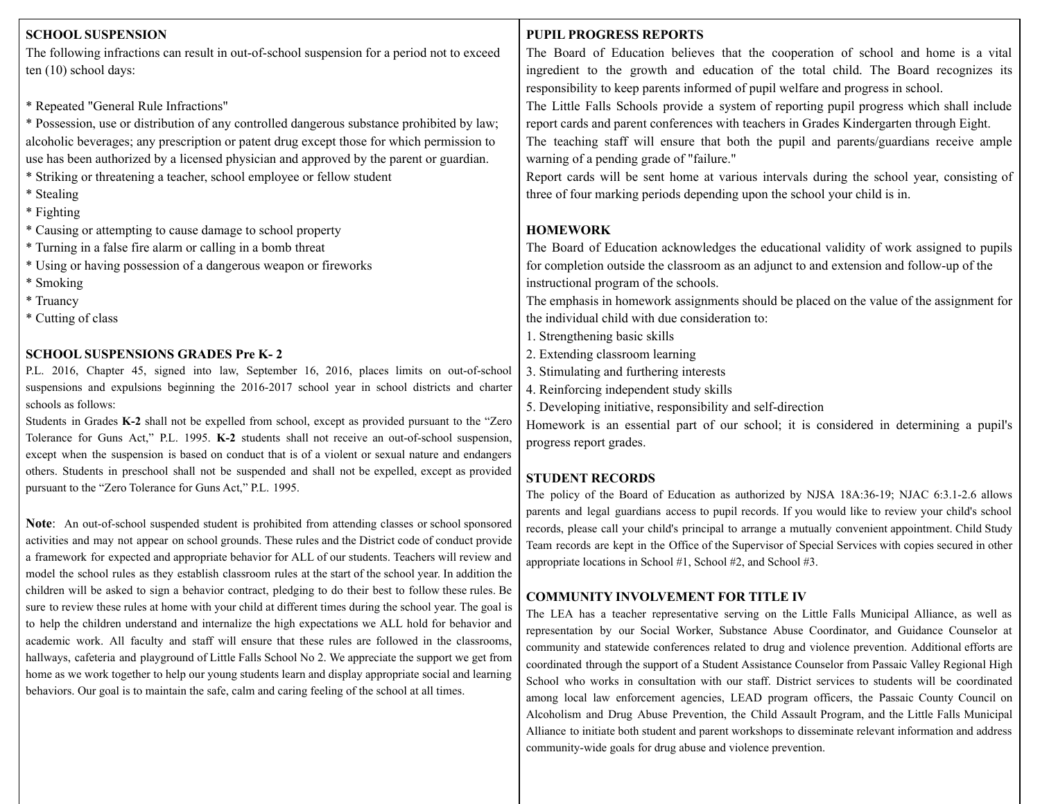## SCHOOL SUSPENSION

The following infractions can result in out-of-school suspension for a period not to exceed ten (10) school days:

* Repeated "General Rule Infractions"
* Possession, use or distribution of any controlled dangerous substance prohibited by law; alcoholic beverages; any prescription or patent drug except those for which permission to use has been authorized by a licensed physician and approved by the parent or guardian.
* Striking or threatening a teacher, school employee or fellow student
* Stealing
* Fighting
* Causing or attempting to cause damage to school property
* Turning in a false fire alarm or calling in a bomb threat
* Using or having possession of a dangerous weapon or fireworks
* Smoking
* Truancy
* Cutting of class

## SCHOOL SUSPENSIONS GRADES Pre K- 2

P.L. 2016, Chapter 45, signed into law, September 16, 2016, places limits on out-of-school suspensions and expulsions beginning the 2016-2017 school year in school districts and charter schools as follows:

Students in Grades **K-2** shall not be expelled from school, except as provided pursuant to the "Zero Tolerance for Guns Act," P.L. 1995. **K-2** students shall not receive an out-of-school suspension, except when the suspension is based on conduct that is of a violent or sexual nature and endangers others. Students in preschool shall not be suspended and shall not be expelled, except as provided pursuant to the "Zero Tolerance for Guns Act," P.L. 1995.

**Note**: An out-of-school suspended student is prohibited from attending classes or school sponsored activities and may not appear on school grounds. These rules and the District code of conduct provide a framework for expected and appropriate behavior for ALL of our students. Teachers will review and model the school rules as they establish classroom rules at the start of the school year. In addition the children will be asked to sign a behavior contract, pledging to do their best to follow these rules. Be sure to review these rules at home with your child at different times during the school year. The goal is to help the children understand and internalize the high expectations we ALL hold for behavior and academic work. All faculty and staff will ensure that these rules are followed in the classrooms, hallways, cafeteria and playground of Little Falls School No 2. We appreciate the support we get from home as we work together to help our young students learn and display appropriate social and learning behaviors. Our goal is to maintain the safe, calm and caring feeling of the school at all times.

## PUPIL PROGRESS REPORTS

The Board of Education believes that the cooperation of school and home is a vital ingredient to the growth and education of the total child. The Board recognizes its responsibility to keep parents informed of pupil welfare and progress in school.

The Little Falls Schools provide a system of reporting pupil progress which shall include report cards and parent conferences with teachers in Grades Kindergarten through Eight.

The teaching staff will ensure that both the pupil and parents/guardians receive ample warning of a pending grade of "failure."

Report cards will be sent home at various intervals during the school year, consisting of three of four marking periods depending upon the school your child is in.

## HOMEWORK

The Board of Education acknowledges the educational validity of work assigned to pupils for completion outside the classroom as an adjunct to and extension and follow-up of the instructional program of the schools.

The emphasis in homework assignments should be placed on the value of the assignment for the individual child with due consideration to:

1. Strengthening basic skills
2. Extending classroom learning
3. Stimulating and furthering interests
4. Reinforcing independent study skills
5. Developing initiative, responsibility and self-direction

Homework is an essential part of our school; it is considered in determining a pupil's progress report grades.

## STUDENT RECORDS

The policy of the Board of Education as authorized by NJSA 18A:36-19; NJAC 6:3.1-2.6 allows parents and legal guardians access to pupil records. If you would like to review your child's school records, please call your child's principal to arrange a mutually convenient appointment. Child Study Team records are kept in the Office of the Supervisor of Special Services with copies secured in other appropriate locations in School #1, School #2, and School #3.

## COMMUNITY INVOLVEMENT FOR TITLE IV

The LEA has a teacher representative serving on the Little Falls Municipal Alliance, as well as representation by our Social Worker, Substance Abuse Coordinator, and Guidance Counselor at community and statewide conferences related to drug and violence prevention. Additional efforts are coordinated through the support of a Student Assistance Counselor from Passaic Valley Regional High School who works in consultation with our staff. District services to students will be coordinated among local law enforcement agencies, LEAD program officers, the Passaic County Council on Alcoholism and Drug Abuse Prevention, the Child Assault Program, and the Little Falls Municipal Alliance to initiate both student and parent workshops to disseminate relevant information and address community-wide goals for drug abuse and violence prevention.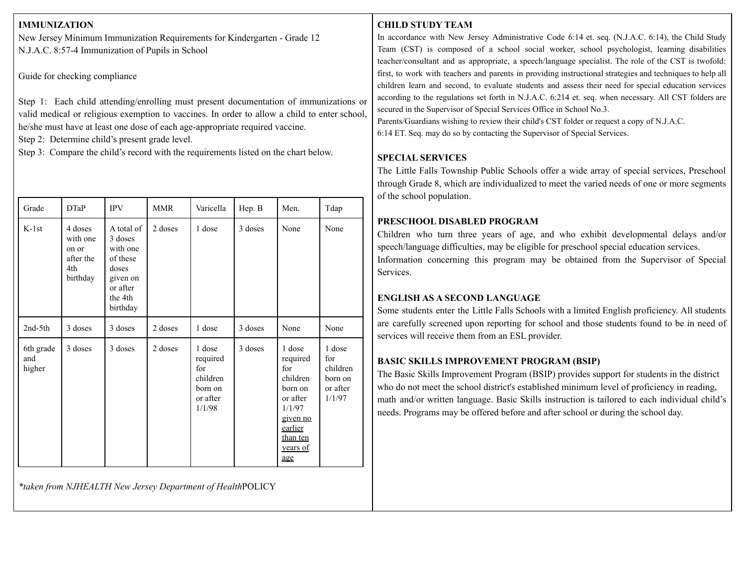## IMMUNIZATION

New Jersey Minimum Immunization Requirements for Kindergarten - Grade 12
N.J.A.C. 8:57-4 Immunization of Pupils in School

Guide for checking compliance

Step 1: Each child attending/enrolling must present documentation of immunizations or valid medical or religious exemption to vaccines. In order to allow a child to enter school, he/she must have at least one dose of each age-appropriate required vaccine.
Step 2: Determine child's present grade level.
Step 3: Compare the child's record with the requirements listed on the chart below.

| Grade | DTaP | IPV | MMR | Varicella | Hep. B | Men. | Tdap |
|---|---|---|---|---|---|---|---|
| K-1st | 4 doses with one on or after the 4th birthday | A total of 3 doses with one of these doses given on or after the 4th birthday | 2 doses | 1 dose | 3 doses | None | None |
| 2nd-5th | 3 doses | 3 doses | 2 doses | 1 dose | 3 doses | None | None |
| 6th grade and higher | 3 doses | 3 doses | 2 doses | 1 dose required for children born on or after 1/1/98 | 3 doses | 1 dose required for children born on or after 1/1/97 given no earlier than ten years of age | 1 dose for children born on or after 1/1/97 |

*\*taken from NJHEALTH New Jersey Department of Health*POLICY

## CHILD STUDY TEAM

In accordance with New Jersey Administrative Code 6:14 et. seq. (N.J.A.C. 6:14), the Child Study Team (CST) is composed of a school social worker, school psychologist, learning disabilities teacher/consultant and as appropriate, a speech/language specialist. The role of the CST is twofold: first, to work with teachers and parents in providing instructional strategies and techniques to help all children learn and second, to evaluate students and assess their need for special education services according to the regulations set forth in N.J.A.C. 6:214 et. seq. when necessary. All CST folders are secured in the Supervisor of Special Services Office in School No.3.
Parents/Guardians wishing to review their child's CST folder or request a copy of N.J.A.C. 6:14 ET. Seq. may do so by contacting the Supervisor of Special Services.

## SPECIAL SERVICES

The Little Falls Township Public Schools offer a wide array of special services, Preschool through Grade 8, which are individualized to meet the varied needs of one or more segments of the school population.

## PRESCHOOL DISABLED PROGRAM

Children who turn three years of age, and who exhibit developmental delays and/or speech/language difficulties, may be eligible for preschool special education services.
Information concerning this program may be obtained from the Supervisor of Special Services.

## ENGLISH AS A SECOND LANGUAGE

Some students enter the Little Falls Schools with a limited English proficiency. All students are carefully screened upon reporting for school and those students found to be in need of services will receive them from an ESL provider.

## BASIC SKILLS IMPROVEMENT PROGRAM (BSIP)

The Basic Skills Improvement Program (BSIP) provides support for students in the district who do not meet the school district's established minimum level of proficiency in reading, math and/or written language. Basic Skills instruction is tailored to each individual child's needs. Programs may be offered before and after school or during the school day.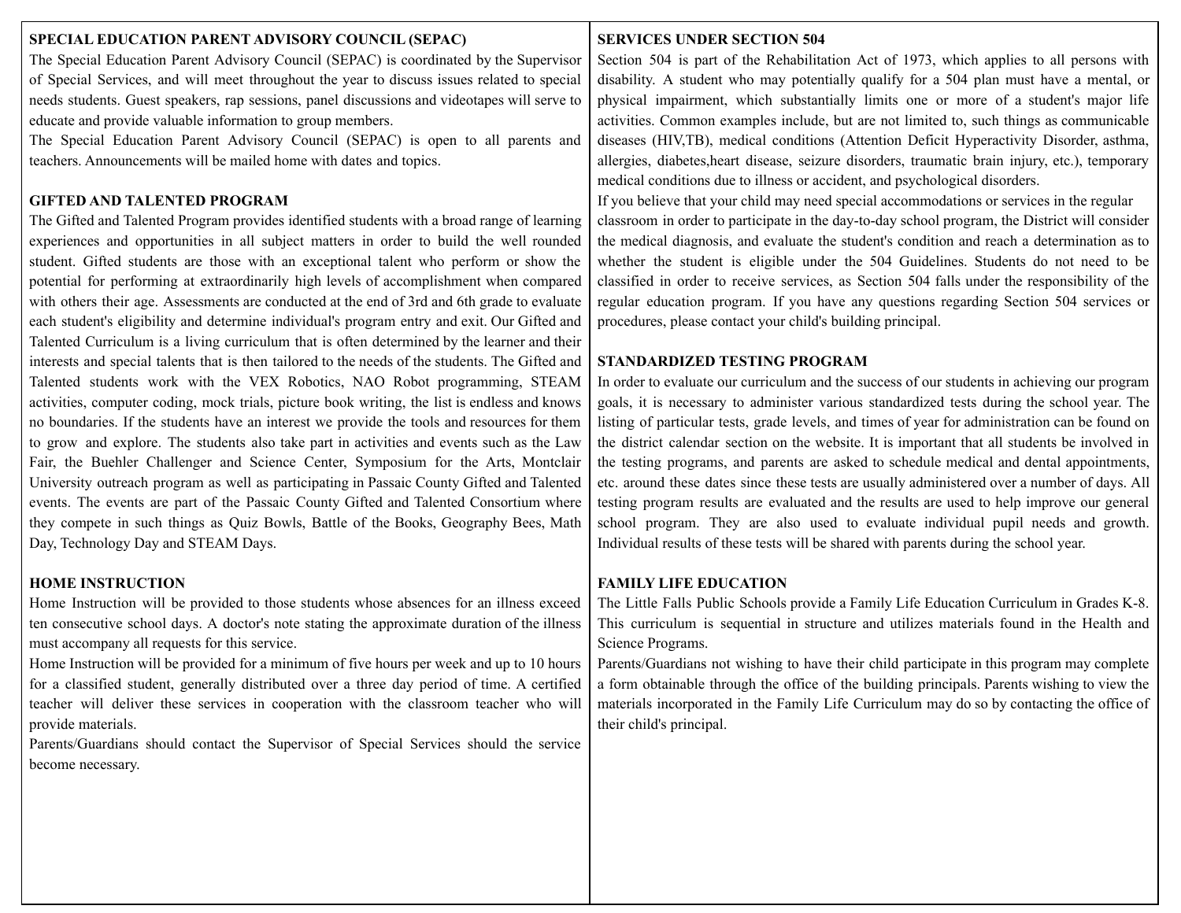## SPECIAL EDUCATION PARENT ADVISORY COUNCIL (SEPAC)

The Special Education Parent Advisory Council (SEPAC) is coordinated by the Supervisor of Special Services, and will meet throughout the year to discuss issues related to special needs students. Guest speakers, rap sessions, panel discussions and videotapes will serve to educate and provide valuable information to group members.

The Special Education Parent Advisory Council (SEPAC) is open to all parents and teachers. Announcements will be mailed home with dates and topics.

## GIFTED AND TALENTED PROGRAM

The Gifted and Talented Program provides identified students with a broad range of learning experiences and opportunities in all subject matters in order to build the well rounded student. Gifted students are those with an exceptional talent who perform or show the potential for performing at extraordinarily high levels of accomplishment when compared with others their age. Assessments are conducted at the end of 3rd and 6th grade to evaluate each student's eligibility and determine individual's program entry and exit. Our Gifted and Talented Curriculum is a living curriculum that is often determined by the learner and their interests and special talents that is then tailored to the needs of the students. The Gifted and Talented students work with the VEX Robotics, NAO Robot programming, STEAM activities, computer coding, mock trials, picture book writing, the list is endless and knows no boundaries. If the students have an interest we provide the tools and resources for them to grow and explore. The students also take part in activities and events such as the Law Fair, the Buehler Challenger and Science Center, Symposium for the Arts, Montclair University outreach program as well as participating in Passaic County Gifted and Talented events. The events are part of the Passaic County Gifted and Talented Consortium where they compete in such things as Quiz Bowls, Battle of the Books, Geography Bees, Math Day, Technology Day and STEAM Days.

## HOME INSTRUCTION

Home Instruction will be provided to those students whose absences for an illness exceed ten consecutive school days. A doctor's note stating the approximate duration of the illness must accompany all requests for this service.

Home Instruction will be provided for a minimum of five hours per week and up to 10 hours for a classified student, generally distributed over a three day period of time. A certified teacher will deliver these services in cooperation with the classroom teacher who will provide materials.

Parents/Guardians should contact the Supervisor of Special Services should the service become necessary.

## SERVICES UNDER SECTION 504

Section 504 is part of the Rehabilitation Act of 1973, which applies to all persons with disability. A student who may potentially qualify for a 504 plan must have a mental, or physical impairment, which substantially limits one or more of a student's major life activities. Common examples include, but are not limited to, such things as communicable diseases (HIV,TB), medical conditions (Attention Deficit Hyperactivity Disorder, asthma, allergies, diabetes,heart disease, seizure disorders, traumatic brain injury, etc.), temporary medical conditions due to illness or accident, and psychological disorders.

If you believe that your child may need special accommodations or services in the regular classroom in order to participate in the day-to-day school program, the District will consider the medical diagnosis, and evaluate the student's condition and reach a determination as to whether the student is eligible under the 504 Guidelines. Students do not need to be classified in order to receive services, as Section 504 falls under the responsibility of the regular education program. If you have any questions regarding Section 504 services or procedures, please contact your child's building principal.

## STANDARDIZED TESTING PROGRAM

In order to evaluate our curriculum and the success of our students in achieving our program goals, it is necessary to administer various standardized tests during the school year. The listing of particular tests, grade levels, and times of year for administration can be found on the district calendar section on the website. It is important that all students be involved in the testing programs, and parents are asked to schedule medical and dental appointments, etc. around these dates since these tests are usually administered over a number of days. All testing program results are evaluated and the results are used to help improve our general school program. They are also used to evaluate individual pupil needs and growth. Individual results of these tests will be shared with parents during the school year.

## FAMILY LIFE EDUCATION

The Little Falls Public Schools provide a Family Life Education Curriculum in Grades K-8. This curriculum is sequential in structure and utilizes materials found in the Health and Science Programs.

Parents/Guardians not wishing to have their child participate in this program may complete a form obtainable through the office of the building principals. Parents wishing to view the materials incorporated in the Family Life Curriculum may do so by contacting the office of their child's principal.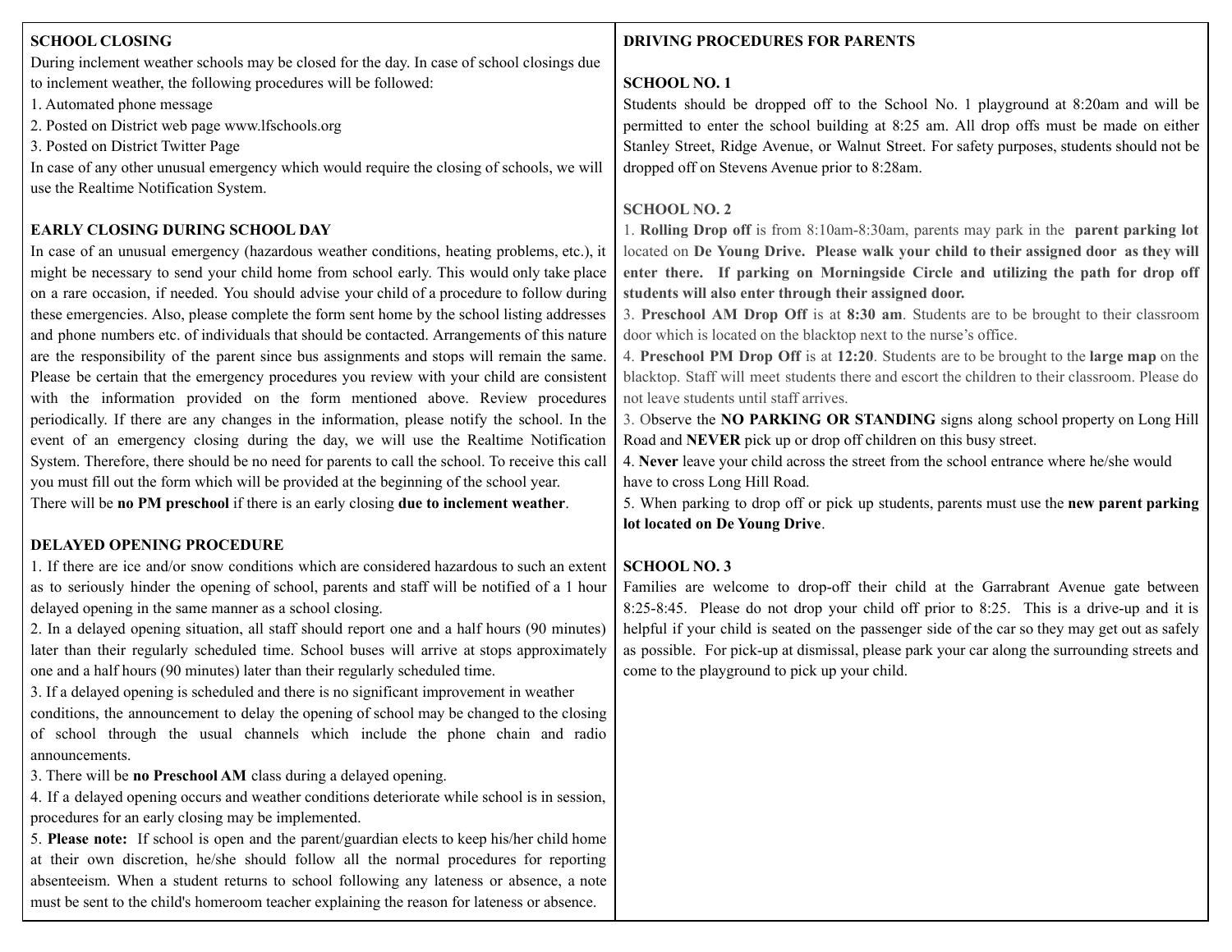## SCHOOL CLOSING

During inclement weather schools may be closed for the day. In case of school closings due to inclement weather, the following procedures will be followed:

1. Automated phone message
2. Posted on District web page www.lfschools.org
3. Posted on District Twitter Page

In case of any other unusual emergency which would require the closing of schools, we will use the Realtime Notification System.

## EARLY CLOSING DURING SCHOOL DAY

In case of an unusual emergency (hazardous weather conditions, heating problems, etc.), it might be necessary to send your child home from school early. This would only take place on a rare occasion, if needed. You should advise your child of a procedure to follow during these emergencies. Also, please complete the form sent home by the school listing addresses and phone numbers etc. of individuals that should be contacted. Arrangements of this nature are the responsibility of the parent since bus assignments and stops will remain the same. Please be certain that the emergency procedures you review with your child are consistent with the information provided on the form mentioned above. Review procedures periodically. If there are any changes in the information, please notify the school. In the event of an emergency closing during the day, we will use the Realtime Notification System. Therefore, there should be no need for parents to call the school. To receive this call you must fill out the form which will be provided at the beginning of the school year.

There will be **no PM preschool** if there is an early closing **due to inclement weather**.

## DELAYED OPENING PROCEDURE

1. If there are ice and/or snow conditions which are considered hazardous to such an extent as to seriously hinder the opening of school, parents and staff will be notified of a 1 hour delayed opening in the same manner as a school closing.
2. In a delayed opening situation, all staff should report one and a half hours (90 minutes) later than their regularly scheduled time. School buses will arrive at stops approximately one and a half hours (90 minutes) later than their regularly scheduled time.
3. If a delayed opening is scheduled and there is no significant improvement in weather conditions, the announcement to delay the opening of school may be changed to the closing of school through the usual channels which include the phone chain and radio announcements.
3. There will be **no Preschool AM** class during a delayed opening.
4. If a delayed opening occurs and weather conditions deteriorate while school is in session, procedures for an early closing may be implemented.
5. **Please note:** If school is open and the parent/guardian elects to keep his/her child home at their own discretion, he/she should follow all the normal procedures for reporting absenteeism. When a student returns to school following any lateness or absence, a note must be sent to the child's homeroom teacher explaining the reason for lateness or absence.

## DRIVING PROCEDURES FOR PARENTS

### SCHOOL NO. 1

Students should be dropped off to the School No. 1 playground at 8:20am and will be permitted to enter the school building at 8:25 am. All drop offs must be made on either Stanley Street, Ridge Avenue, or Walnut Street. For safety purposes, students should not be dropped off on Stevens Avenue prior to 8:28am.

### SCHOOL NO. 2

1. **Rolling Drop off** is from 8:10am-8:30am, parents may park in the **parent parking lot** located on **De Young Drive. Please walk your child to their assigned door as they will enter there. If parking on Morningside Circle and utilizing the path for drop off students will also enter through their assigned door.**
3. **Preschool AM Drop Off** is at **8:30 am**. Students are to be brought to their classroom door which is located on the blacktop next to the nurse's office.
4. **Preschool PM Drop Off** is at **12:20**. Students are to be brought to the **large map** on the blacktop. Staff will meet students there and escort the children to their classroom. Please do not leave students until staff arrives.
3. Observe the **NO PARKING OR STANDING** signs along school property on Long Hill Road and **NEVER** pick up or drop off children on this busy street.
4. **Never** leave your child across the street from the school entrance where he/she would have to cross Long Hill Road.
5. When parking to drop off or pick up students, parents must use the **new parent parking lot located on De Young Drive**.

### SCHOOL NO. 3

Families are welcome to drop-off their child at the Garrabrant Avenue gate between 8:25-8:45. Please do not drop your child off prior to 8:25. This is a drive-up and it is helpful if your child is seated on the passenger side of the car so they may get out as safely as possible. For pick-up at dismissal, please park your car along the surrounding streets and come to the playground to pick up your child.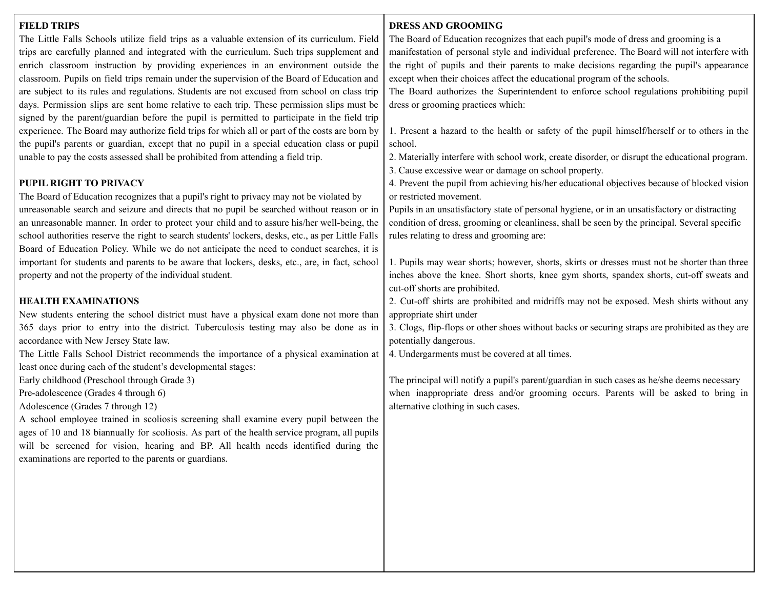## FIELD TRIPS

The Little Falls Schools utilize field trips as a valuable extension of its curriculum. Field trips are carefully planned and integrated with the curriculum. Such trips supplement and enrich classroom instruction by providing experiences in an environment outside the classroom. Pupils on field trips remain under the supervision of the Board of Education and are subject to its rules and regulations. Students are not excused from school on class trip days. Permission slips are sent home relative to each trip. These permission slips must be signed by the parent/guardian before the pupil is permitted to participate in the field trip experience. The Board may authorize field trips for which all or part of the costs are born by the pupil's parents or guardian, except that no pupil in a special education class or pupil unable to pay the costs assessed shall be prohibited from attending a field trip.

## PUPIL RIGHT TO PRIVACY

The Board of Education recognizes that a pupil's right to privacy may not be violated by unreasonable search and seizure and directs that no pupil be searched without reason or in an unreasonable manner. In order to protect your child and to assure his/her well-being, the school authorities reserve the right to search students' lockers, desks, etc., as per Little Falls Board of Education Policy. While we do not anticipate the need to conduct searches, it is important for students and parents to be aware that lockers, desks, etc., are, in fact, school property and not the property of the individual student.

## HEALTH EXAMINATIONS

New students entering the school district must have a physical exam done not more than 365 days prior to entry into the district. Tuberculosis testing may also be done as in accordance with New Jersey State law.

The Little Falls School District recommends the importance of a physical examination at least once during each of the student's developmental stages:

Early childhood (Preschool through Grade 3)
Pre-adolescence (Grades 4 through 6)
Adolescence (Grades 7 through 12)

A school employee trained in scoliosis screening shall examine every pupil between the ages of 10 and 18 biannually for scoliosis. As part of the health service program, all pupils will be screened for vision, hearing and BP. All health needs identified during the examinations are reported to the parents or guardians.

## DRESS AND GROOMING

The Board of Education recognizes that each pupil's mode of dress and grooming is a manifestation of personal style and individual preference. The Board will not interfere with the right of pupils and their parents to make decisions regarding the pupil's appearance except when their choices affect the educational program of the schools.

The Board authorizes the Superintendent to enforce school regulations prohibiting pupil dress or grooming practices which:

1. Present a hazard to the health or safety of the pupil himself/herself or to others in the school.
2. Materially interfere with school work, create disorder, or disrupt the educational program.
3. Cause excessive wear or damage on school property.
4. Prevent the pupil from achieving his/her educational objectives because of blocked vision or restricted movement.

Pupils in an unsatisfactory state of personal hygiene, or in an unsatisfactory or distracting condition of dress, grooming or cleanliness, shall be seen by the principal. Several specific rules relating to dress and grooming are:

1. Pupils may wear shorts; however, shorts, skirts or dresses must not be shorter than three inches above the knee. Short shorts, knee gym shorts, spandex shorts, cut-off sweats and cut-off shorts are prohibited.
2. Cut-off shirts are prohibited and midriffs may not be exposed. Mesh shirts without any appropriate shirt under
3. Clogs, flip-flops or other shoes without backs or securing straps are prohibited as they are potentially dangerous.
4. Undergarments must be covered at all times.

The principal will notify a pupil's parent/guardian in such cases as he/she deems necessary when inappropriate dress and/or grooming occurs. Parents will be asked to bring in alternative clothing in such cases.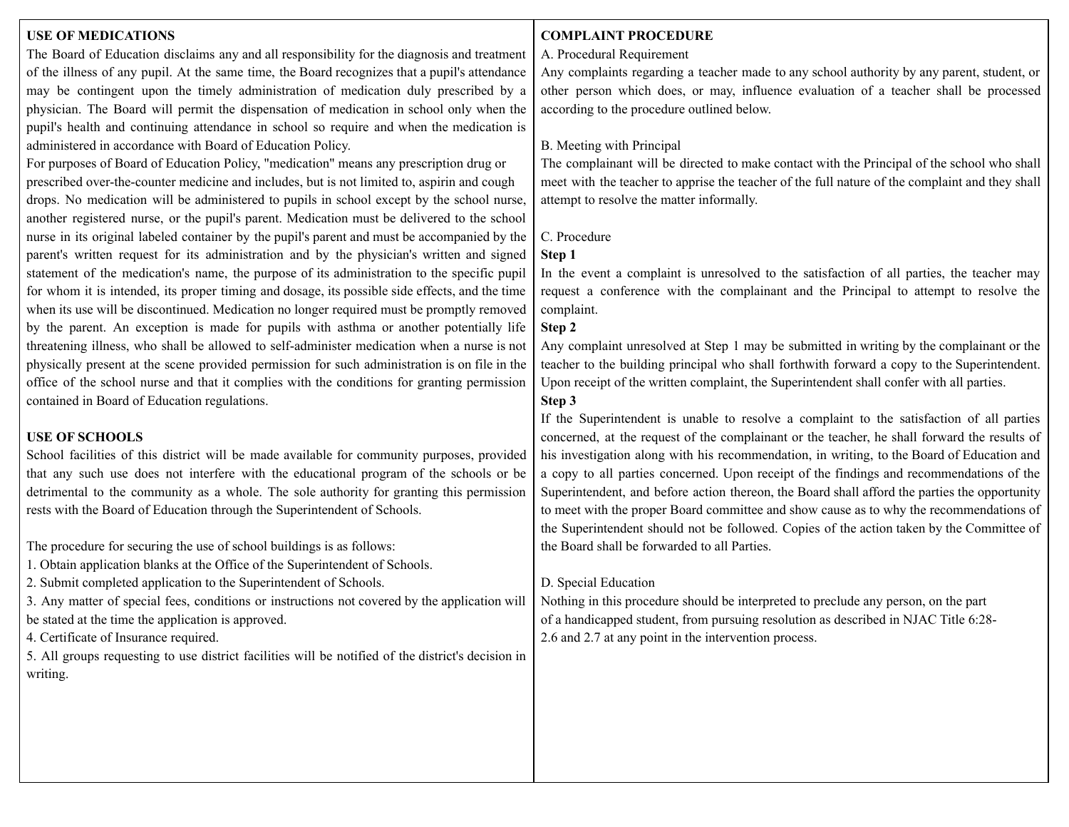## USE OF MEDICATIONS

The Board of Education disclaims any and all responsibility for the diagnosis and treatment of the illness of any pupil. At the same time, the Board recognizes that a pupil's attendance may be contingent upon the timely administration of medication duly prescribed by a physician. The Board will permit the dispensation of medication in school only when the pupil's health and continuing attendance in school so require and when the medication is administered in accordance with Board of Education Policy.

For purposes of Board of Education Policy, "medication" means any prescription drug or prescribed over-the-counter medicine and includes, but is not limited to, aspirin and cough drops. No medication will be administered to pupils in school except by the school nurse, another registered nurse, or the pupil's parent. Medication must be delivered to the school nurse in its original labeled container by the pupil's parent and must be accompanied by the parent's written request for its administration and by the physician's written and signed statement of the medication's name, the purpose of its administration to the specific pupil for whom it is intended, its proper timing and dosage, its possible side effects, and the time when its use will be discontinued. Medication no longer required must be promptly removed by the parent. An exception is made for pupils with asthma or another potentially life threatening illness, who shall be allowed to self-administer medication when a nurse is not physically present at the scene provided permission for such administration is on file in the office of the school nurse and that it complies with the conditions for granting permission contained in Board of Education regulations.

## USE OF SCHOOLS

School facilities of this district will be made available for community purposes, provided that any such use does not interfere with the educational program of the schools or be detrimental to the community as a whole. The sole authority for granting this permission rests with the Board of Education through the Superintendent of Schools.

The procedure for securing the use of school buildings is as follows:

1. Obtain application blanks at the Office of the Superintendent of Schools.
2. Submit completed application to the Superintendent of Schools.
3. Any matter of special fees, conditions or instructions not covered by the application will be stated at the time the application is approved.
4. Certificate of Insurance required.
5. All groups requesting to use district facilities will be notified of the district's decision in writing.

## COMPLAINT PROCEDURE

A. Procedural Requirement

Any complaints regarding a teacher made to any school authority by any parent, student, or other person which does, or may, influence evaluation of a teacher shall be processed according to the procedure outlined below.

B. Meeting with Principal

The complainant will be directed to make contact with the Principal of the school who shall meet with the teacher to apprise the teacher of the full nature of the complaint and they shall attempt to resolve the matter informally.

C. Procedure

**Step 1**

In the event a complaint is unresolved to the satisfaction of all parties, the teacher may request a conference with the complainant and the Principal to attempt to resolve the complaint.

**Step 2**

Any complaint unresolved at Step 1 may be submitted in writing by the complainant or the teacher to the building principal who shall forthwith forward a copy to the Superintendent. Upon receipt of the written complaint, the Superintendent shall confer with all parties.

**Step 3**

If the Superintendent is unable to resolve a complaint to the satisfaction of all parties concerned, at the request of the complainant or the teacher, he shall forward the results of his investigation along with his recommendation, in writing, to the Board of Education and a copy to all parties concerned. Upon receipt of the findings and recommendations of the Superintendent, and before action thereon, the Board shall afford the parties the opportunity to meet with the proper Board committee and show cause as to why the recommendations of the Superintendent should not be followed. Copies of the action taken by the Committee of the Board shall be forwarded to all Parties.

D. Special Education

Nothing in this procedure should be interpreted to preclude any person, on the part of a handicapped student, from pursuing resolution as described in NJAC Title 6:28-2.6 and 2.7 at any point in the intervention process.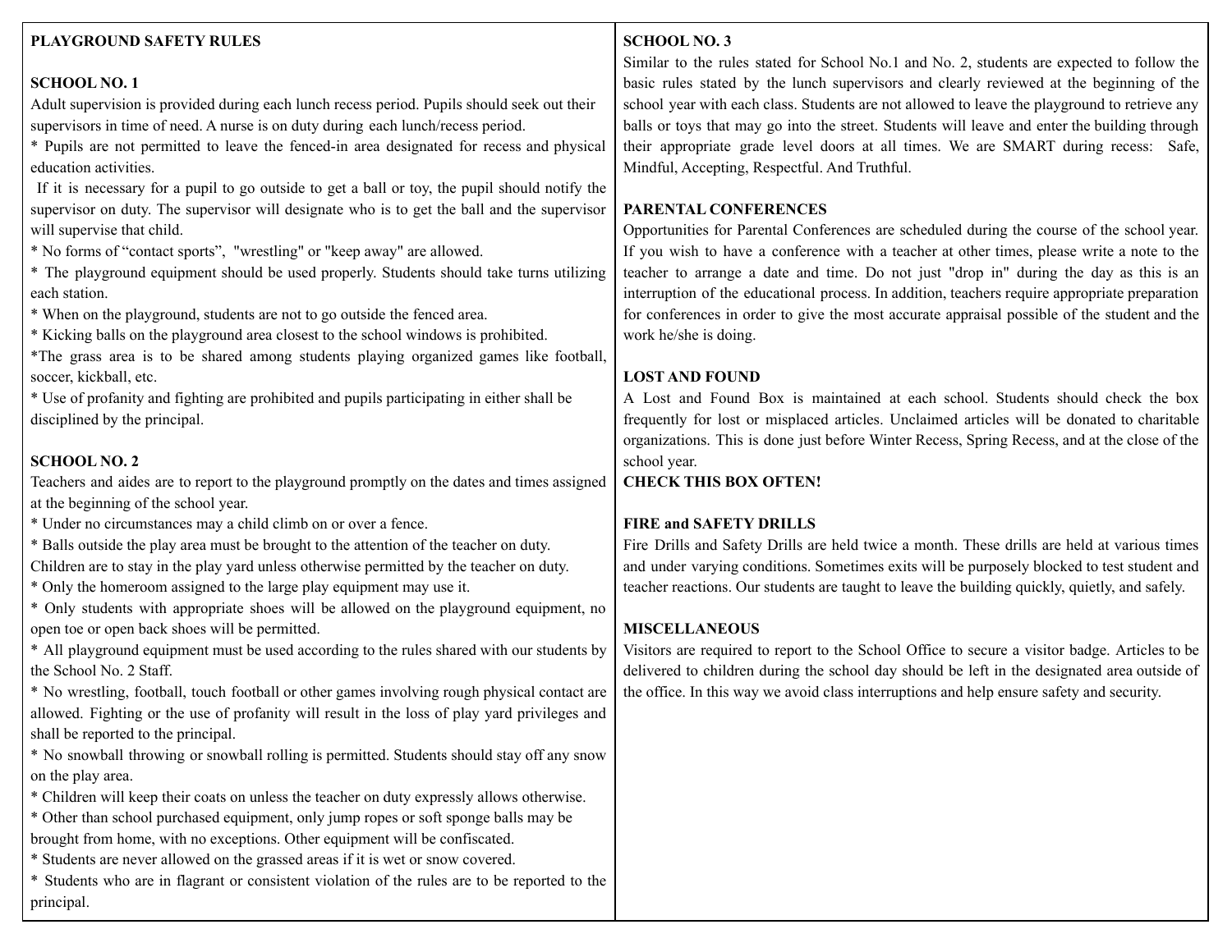## PLAYGROUND SAFETY RULES

### SCHOOL NO. 1

Adult supervision is provided during each lunch recess period. Pupils should seek out their supervisors in time of need. A nurse is on duty during each lunch/recess period.

* Pupils are not permitted to leave the fenced-in area designated for recess and physical education activities.

If it is necessary for a pupil to go outside to get a ball or toy, the pupil should notify the supervisor on duty. The supervisor will designate who is to get the ball and the supervisor will supervise that child.

* No forms of "contact sports", "wrestling" or "keep away" are allowed.
* The playground equipment should be used properly. Students should take turns utilizing each station.
* When on the playground, students are not to go outside the fenced area.
* Kicking balls on the playground area closest to the school windows is prohibited.
* The grass area is to be shared among students playing organized games like football, soccer, kickball, etc.
* Use of profanity and fighting are prohibited and pupils participating in either shall be disciplined by the principal.

### SCHOOL NO. 2

Teachers and aides are to report to the playground promptly on the dates and times assigned at the beginning of the school year.

* Under no circumstances may a child climb on or over a fence.
* Balls outside the play area must be brought to the attention of the teacher on duty.

Children are to stay in the play yard unless otherwise permitted by the teacher on duty.

* Only the homeroom assigned to the large play equipment may use it.
* Only students with appropriate shoes will be allowed on the playground equipment, no open toe or open back shoes will be permitted.
* All playground equipment must be used according to the rules shared with our students by the School No. 2 Staff.
* No wrestling, football, touch football or other games involving rough physical contact are allowed. Fighting or the use of profanity will result in the loss of play yard privileges and shall be reported to the principal.
* No snowball throwing or snowball rolling is permitted. Students should stay off any snow on the play area.
* Children will keep their coats on unless the teacher on duty expressly allows otherwise.
* Other than school purchased equipment, only jump ropes or soft sponge balls may be brought from home, with no exceptions. Other equipment will be confiscated.
* Students are never allowed on the grassed areas if it is wet or snow covered.
* Students who are in flagrant or consistent violation of the rules are to be reported to the principal.

### SCHOOL NO. 3

Similar to the rules stated for School No.1 and No. 2, students are expected to follow the basic rules stated by the lunch supervisors and clearly reviewed at the beginning of the school year with each class. Students are not allowed to leave the playground to retrieve any balls or toys that may go into the street. Students will leave and enter the building through their appropriate grade level doors at all times. We are SMART during recess: Safe, Mindful, Accepting, Respectful. And Truthful.

## PARENTAL CONFERENCES

Opportunities for Parental Conferences are scheduled during the course of the school year. If you wish to have a conference with a teacher at other times, please write a note to the teacher to arrange a date and time. Do not just "drop in" during the day as this is an interruption of the educational process. In addition, teachers require appropriate preparation for conferences in order to give the most accurate appraisal possible of the student and the work he/she is doing.

## LOST AND FOUND

A Lost and Found Box is maintained at each school. Students should check the box frequently for lost or misplaced articles. Unclaimed articles will be donated to charitable organizations. This is done just before Winter Recess, Spring Recess, and at the close of the school year.

**CHECK THIS BOX OFTEN!**

## FIRE and SAFETY DRILLS

Fire Drills and Safety Drills are held twice a month. These drills are held at various times and under varying conditions. Sometimes exits will be purposely blocked to test student and teacher reactions. Our students are taught to leave the building quickly, quietly, and safely.

## MISCELLANEOUS

Visitors are required to report to the School Office to secure a visitor badge. Articles to be delivered to children during the school day should be left in the designated area outside of the office. In this way we avoid class interruptions and help ensure safety and security.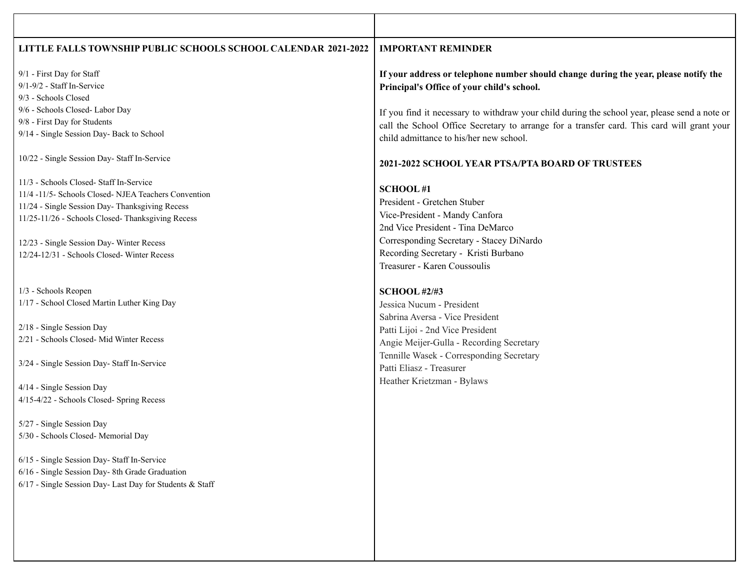## LITTLE FALLS TOWNSHIP PUBLIC SCHOOLS SCHOOL CALENDAR 2021-2022

9/1 - First Day for Staff
9/1-9/2 - Staff In-Service
9/3 - Schools Closed
9/6 - Schools Closed- Labor Day
9/8 - First Day for Students
9/14 - Single Session Day- Back to School

10/22 - Single Session Day- Staff In-Service

11/3 - Schools Closed- Staff In-Service
11/4 -11/5- Schools Closed- NJEA Teachers Convention
11/24 - Single Session Day- Thanksgiving Recess
11/25-11/26 - Schools Closed- Thanksgiving Recess

12/23 - Single Session Day- Winter Recess
12/24-12/31 - Schools Closed- Winter Recess

1/3 - Schools Reopen
1/17 - School Closed Martin Luther King Day

2/18 - Single Session Day
2/21 - Schools Closed- Mid Winter Recess

3/24 - Single Session Day- Staff In-Service

4/14 - Single Session Day
4/15-4/22 - Schools Closed- Spring Recess

5/27 - Single Session Day
5/30 - Schools Closed- Memorial Day

6/15 - Single Session Day- Staff In-Service
6/16 - Single Session Day- 8th Grade Graduation
6/17 - Single Session Day- Last Day for Students & Staff

## IMPORTANT REMINDER

**If your address or telephone number should change during the year, please notify the Principal's Office of your child's school.**

If you find it necessary to withdraw your child during the school year, please send a note or call the School Office Secretary to arrange for a transfer card. This card will grant your child admittance to his/her new school.

## 2021-2022 SCHOOL YEAR PTSA/PTA BOARD OF TRUSTEES

**SCHOOL #1**
President - Gretchen Stuber
Vice-President - Mandy Canfora
2nd Vice President - Tina DeMarco
Corresponding Secretary - Stacey DiNardo
Recording Secretary - Kristi Burbano
Treasurer - Karen Coussoulis

**SCHOOL #2/#3**
Jessica Nucum - President
Sabrina Aversa - Vice President
Patti Lijoi - 2nd Vice President
Angie Meijer-Gulla - Recording Secretary
Tennille Wasek - Corresponding Secretary
Patti Eliasz - Treasurer
Heather Krietzman - Bylaws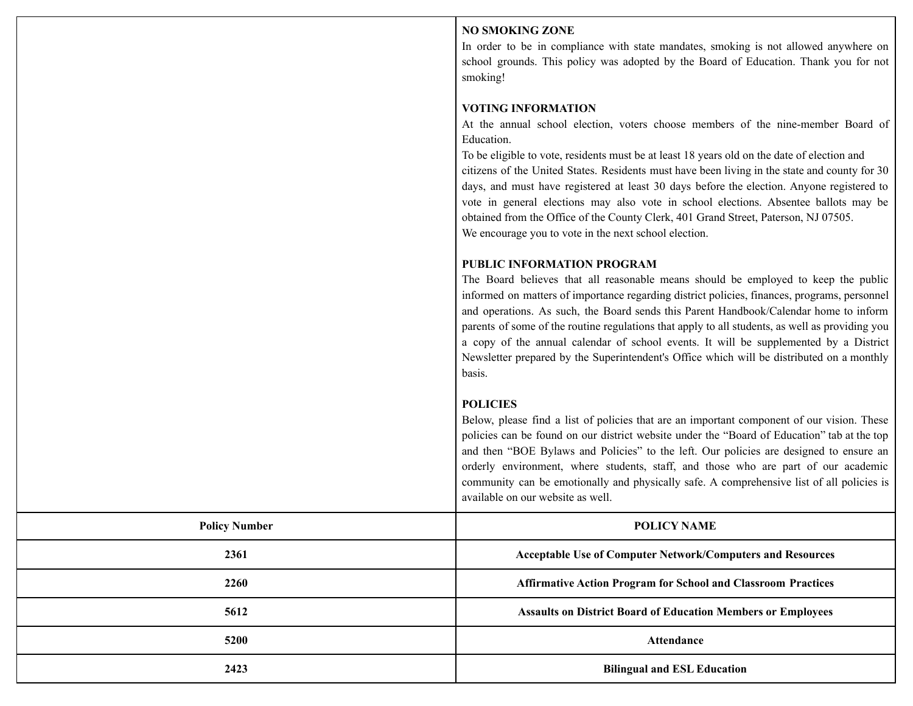## NO SMOKING ZONE

In order to be in compliance with state mandates, smoking is not allowed anywhere on school grounds. This policy was adopted by the Board of Education. Thank you for not smoking!

## VOTING INFORMATION

At the annual school election, voters choose members of the nine-member Board of Education.

To be eligible to vote, residents must be at least 18 years old on the date of election and citizens of the United States. Residents must have been living in the state and county for 30 days, and must have registered at least 30 days before the election. Anyone registered to vote in general elections may also vote in school elections. Absentee ballots may be obtained from the Office of the County Clerk, 401 Grand Street, Paterson, NJ 07505.

We encourage you to vote in the next school election.

## PUBLIC INFORMATION PROGRAM

The Board believes that all reasonable means should be employed to keep the public informed on matters of importance regarding district policies, finances, programs, personnel and operations. As such, the Board sends this Parent Handbook/Calendar home to inform parents of some of the routine regulations that apply to all students, as well as providing you a copy of the annual calendar of school events. It will be supplemented by a District Newsletter prepared by the Superintendent's Office which will be distributed on a monthly basis.

## POLICIES

Below, please find a list of policies that are an important component of our vision. These policies can be found on our district website under the "Board of Education" tab at the top and then "BOE Bylaws and Policies" to the left. Our policies are designed to ensure an orderly environment, where students, staff, and those who are part of our academic community can be emotionally and physically safe. A comprehensive list of all policies is available on our website as well.

| Policy Number | POLICY NAME |
|---|---|
| 2361 | Acceptable Use of Computer Network/Computers and Resources |
| 2260 | Affirmative Action Program for School and Classroom Practices |
| 5612 | Assaults on District Board of Education Members or Employees |
| 5200 | Attendance |
| 2423 | Bilingual and ESL Education |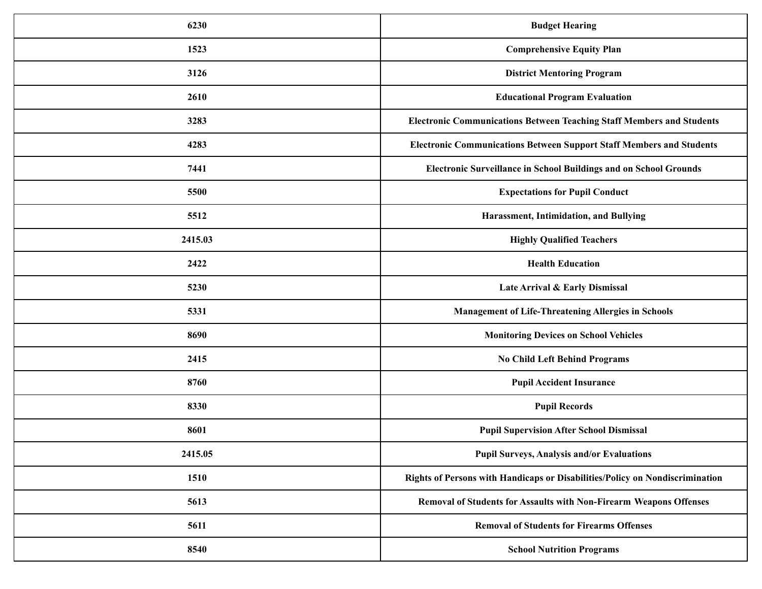| 6230 | Budget Hearing |
|---|---|
| 1523 | Comprehensive Equity Plan |
| 3126 | District Mentoring Program |
| 2610 | Educational Program Evaluation |
| 3283 | Electronic Communications Between Teaching Staff Members and Students |
| 4283 | Electronic Communications Between Support Staff Members and Students |
| 7441 | Electronic Surveillance in School Buildings and on School Grounds |
| 5500 | Expectations for Pupil Conduct |
| 5512 | Harassment, Intimidation, and Bullying |
| 2415.03 | Highly Qualified Teachers |
| 2422 | Health Education |
| 5230 | Late Arrival & Early Dismissal |
| 5331 | Management of Life-Threatening Allergies in Schools |
| 8690 | Monitoring Devices on School Vehicles |
| 2415 | No Child Left Behind Programs |
| 8760 | Pupil Accident Insurance |
| 8330 | Pupil Records |
| 8601 | Pupil Supervision After School Dismissal |
| 2415.05 | Pupil Surveys, Analysis and/or Evaluations |
| 1510 | Rights of Persons with Handicaps or Disabilities/Policy on Nondiscrimination |
| 5613 | Removal of Students for Assaults with Non-Firearm Weapons Offenses |
| 5611 | Removal of Students for Firearms Offenses |
| 8540 | School Nutrition Programs |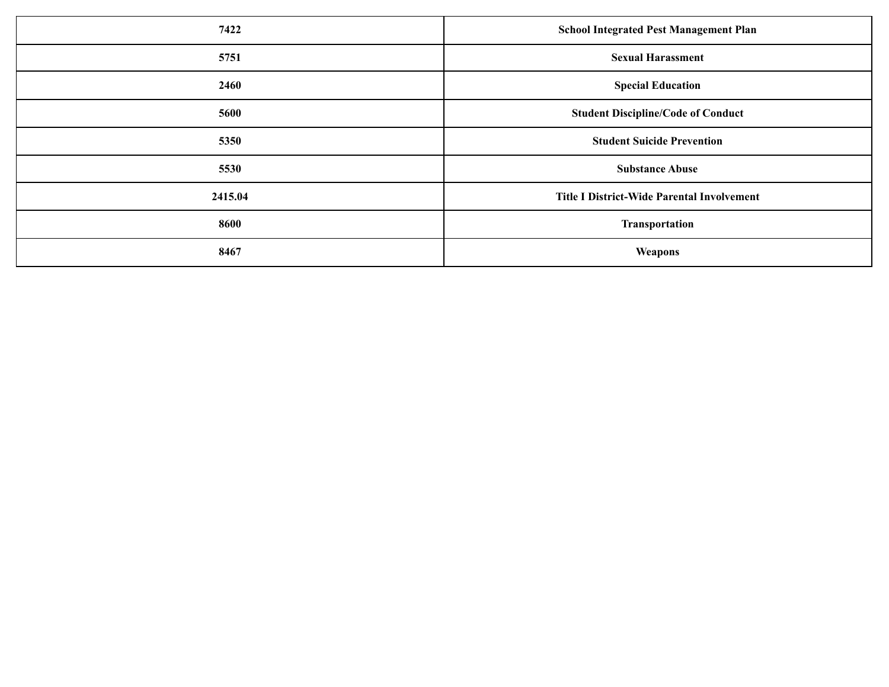| | |
|---|---|
| **7422** | **School Integrated Pest Management Plan** |
| **5751** | **Sexual Harassment** |
| **2460** | **Special Education** |
| **5600** | **Student Discipline/Code of Conduct** |
| **5350** | **Student Suicide Prevention** |
| **5530** | **Substance Abuse** |
| **2415.04** | **Title I District-Wide Parental Involvement** |
| **8600** | **Transportation** |
| **8467** | **Weapons** |